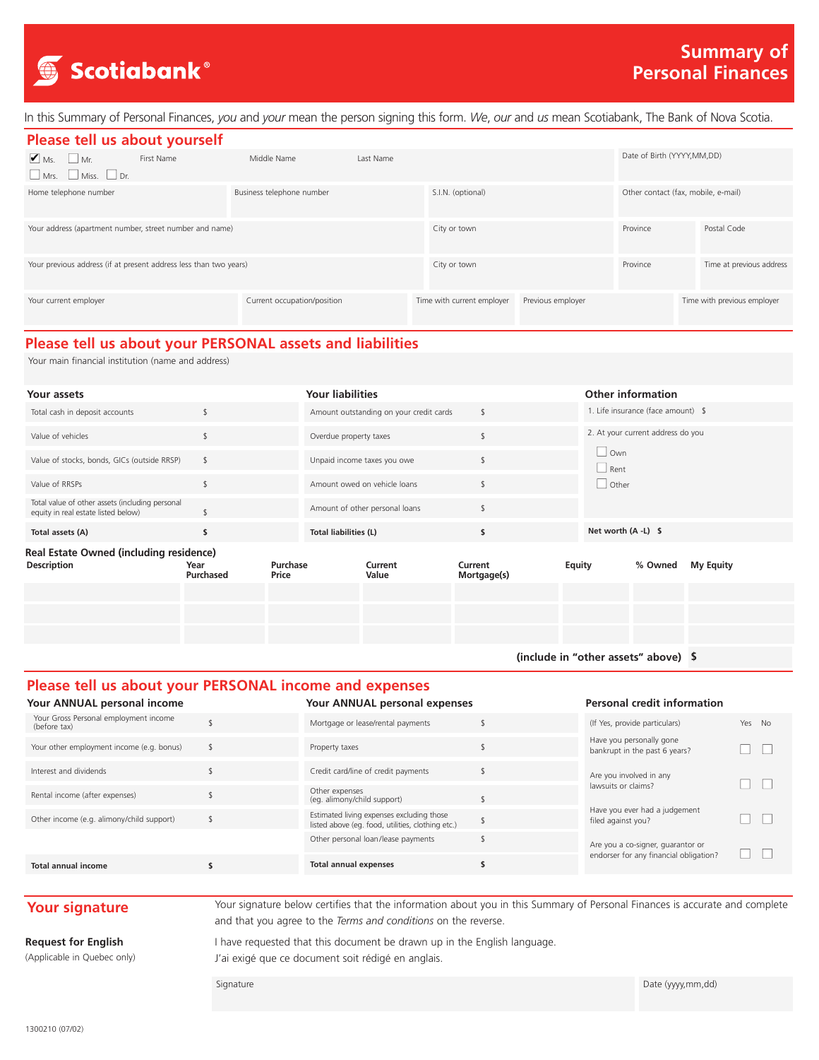# Scotiabank®

# Summary of Personal Finances

In this Summary of Personal Finances, *you* and *your* mean the person signing this form. *We*, *our* and *us* mean Scotiabank, The Bank of Nova Scotia.

## Please tell us about yourself

☑ Ms. ☐ Mr. ☐ Mrs. ☐ Miss. ☐ Dr.

| First Name | Middle Name | Last Name | Date of Birth (YYYY,MM,DD) |
|---|---|---|---|
| | | | |

| Home telephone number | Business telephone number | S.I.N. (optional) | Other contact (fax, mobile, e-mail) |
|---|---|---|---|
| | | | |

| Your address (apartment number, street number and name) | City or town | Province | Postal Code |
|---|---|---|---|
| | | | |

| Your previous address (if at present address less than two years) | City or town | Province | Time at previous address |
|---|---|---|---|
| | | | |

| Your current employer | Current occupation/position | Time with current employer | Previous employer | Time with previous employer |
|---|---|---|---|---|
| | | | | |

## Please tell us about your PERSONAL assets and liabilities

Your main financial institution (name and address)

### Your assets

| | |
|---|---|
| Total cash in deposit accounts | $ |
| Value of vehicles | $ |
| Value of stocks, bonds, GICs (outside RRSP) | $ |
| Value of RRSPs | $ |
| Total value of other assets (including personal equity in real estate listed below) | $ |
| **Total assets (A)** | **$** |

### Your liabilities

| | |
|---|---|
| Amount outstanding on your credit cards | $ |
| Overdue property taxes | $ |
| Unpaid income taxes you owe | $ |
| Amount owed on vehicle loans | $ |
| Amount of other personal loans | $ |
| **Total liabilities (L)** | **$** |

### Other information

1. Life insurance (face amount) $
2. At your current address do you
   - ☐ Own
   - ☐ Rent
   - ☐ Other

**Net worth (A -L) $**

### Real Estate Owned (including residence)

| Description | Year Purchased | Purchase Price | Current Value | Current Mortgage(s) | Equity | % Owned | My Equity |
|---|---|---|---|---|---|---|---|
| | | | | | | | |
| | | | | | | | |
| | | | | | | | |

**(include in "other assets" above) $**

## Please tell us about your PERSONAL income and expenses

### Your ANNUAL personal income

| | |
|---|---|
| Your Gross Personal employment income (before tax) | $ |
| Your other employment income (e.g. bonus) | $ |
| Interest and dividends | $ |
| Rental income (after expenses) | $ |
| Other income (e.g. alimony/child support) | $ |
| **Total annual income** | **$** |

### Your ANNUAL personal expenses

| | |
|---|---|
| Mortgage or lease/rental payments | $ |
| Property taxes | $ |
| Credit card/line of credit payments | $ |
| Other expenses (eg. alimony/child support) | $ |
| Estimated living expenses excluding those listed above (eg. food, utilities, clothing etc.) | $ |
| Other personal loan/lease payments | $ |
| **Total annual expenses** | **$** |

### Personal credit information

| (If Yes, provide particulars) | Yes | No |
|---|---|---|
| Have you personally gone bankrupt in the past 6 years? | ☐ | ☐ |
| Are you involved in any lawsuits or claims? | ☐ | ☐ |
| Have you ever had a judgement filed against you? | ☐ | ☐ |
| Are you a co-signer, guarantor or endorser for any financial obligation? | ☐ | ☐ |

## Your signature

Your signature below certifies that the information about you in this Summary of Personal Finances is accurate and complete and that you agree to the *Terms and conditions* on the reverse.

**Request for English**
(Applicable in Quebec only)

I have requested that this document be drawn up in the English language.
J'ai exigé que ce document soit rédigé en anglais.

| Signature | Date (yyyy,mm,dd) |
|---|---|
| | |

1300210 (07/02)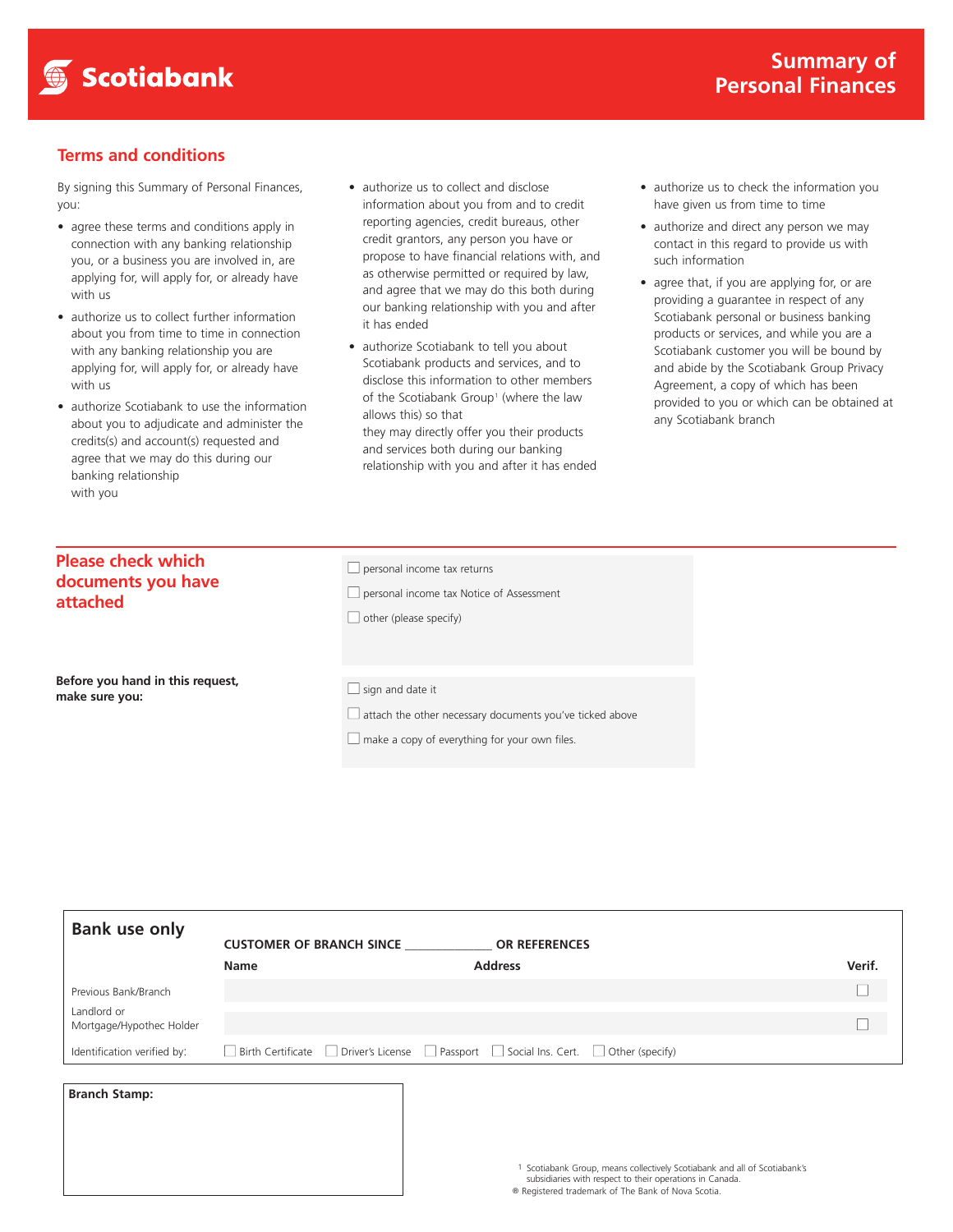# Scotiabank

## Summary of Personal Finances

## Terms and conditions

By signing this Summary of Personal Finances, you:

- agree these terms and conditions apply in connection with any banking relationship you, or a business you are involved in, are applying for, will apply for, or already have with us
- authorize us to collect further information about you from time to time in connection with any banking relationship you are applying for, will apply for, or already have with us
- authorize Scotiabank to use the information about you to adjudicate and administer the credit(s) and account(s) requested and agree that we may do this during our banking relationship with you
- authorize us to collect and disclose information about you from and to credit reporting agencies, credit bureaus, other credit grantors, any person you have or propose to have financial relations with, and as otherwise permitted or required by law, and agree that we may do this both during our banking relationship with you and after it has ended
- authorize Scotiabank to tell you about Scotiabank products and services, and to disclose this information to other members of the Scotiabank Group[1] (where the law allows this) so that they may directly offer you their products and services both during our banking relationship with you and after it has ended
- authorize us to check the information you have given us from time to time
- authorize and direct any person we may contact in this regard to provide us with such information
- agree that, if you are applying for, or are providing a guarantee in respect of any Scotiabank personal or business banking products or services, and while you are a Scotiabank customer you will be bound by and abide by the Scotiabank Group Privacy Agreement, a copy of which has been provided to you or which can be obtained at any Scotiabank branch

## Please check which documents you have attached

- ☐ personal income tax returns
- ☐ personal income tax Notice of Assessment
- ☐ other (please specify)

**Before you hand in this request, make sure you:**

- ☐ sign and date it
- ☐ attach the other necessary documents you've ticked above
- ☐ make a copy of everything for your own files.

## Bank use only

**CUSTOMER OF BRANCH SINCE _____________ OR REFERENCES**

| | Name | Address | Verif. |
|---|---|---|---|
| Previous Bank/Branch | | | ☐ |
| Landlord or Mortgage/Hypothec Holder | | | ☐ |

Identification verified by: ☐ Birth Certificate ☐ Driver's License ☐ Passport ☐ Social Ins. Cert. ☐ Other (specify)

**Branch Stamp:**

[1] Scotiabank Group, means collectively Scotiabank and all of Scotiabank's subsidiaries with respect to their operations in Canada.

® Registered trademark of The Bank of Nova Scotia.